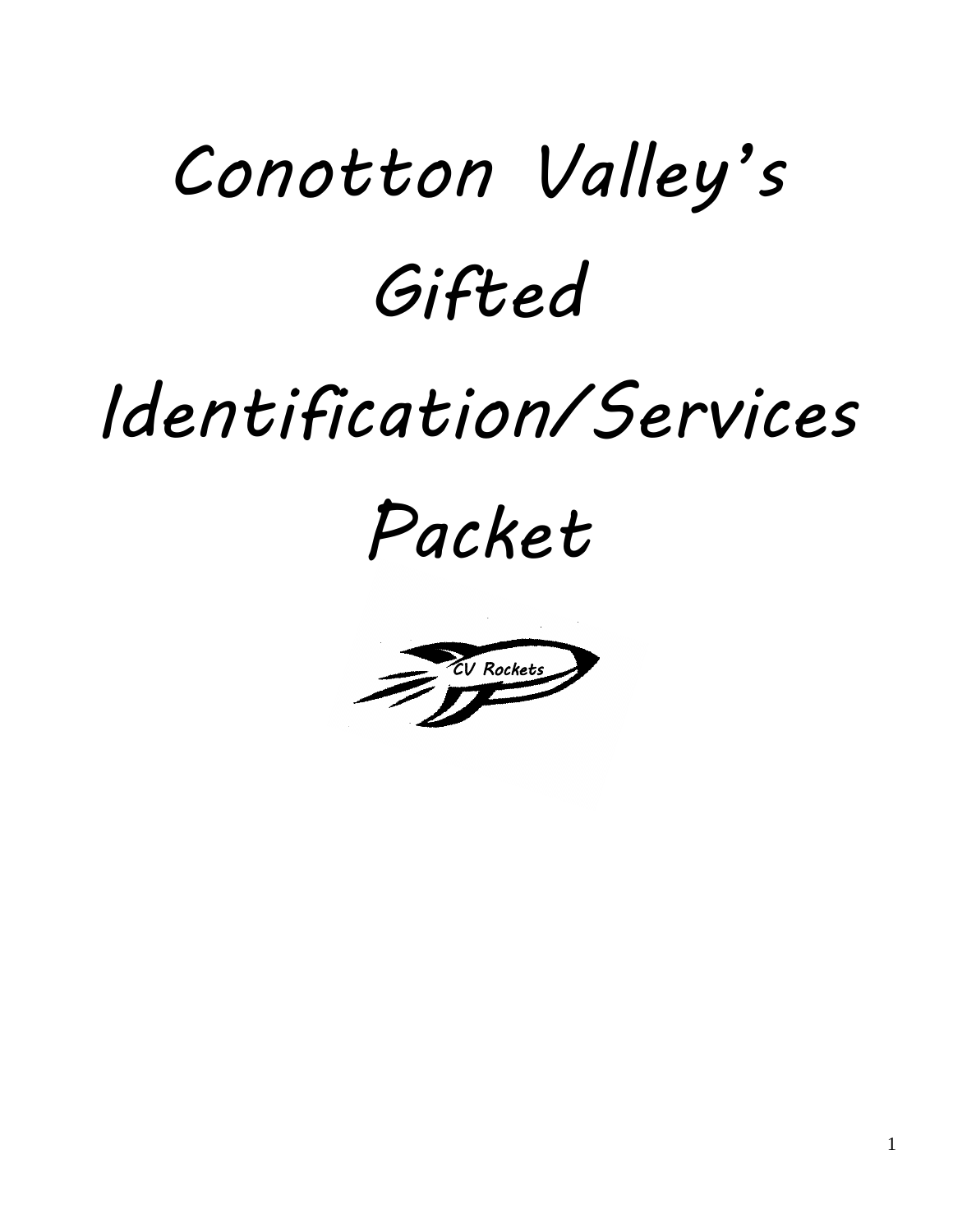# Conotton Valley's Gifted Identification/Services Packet

CV Rockets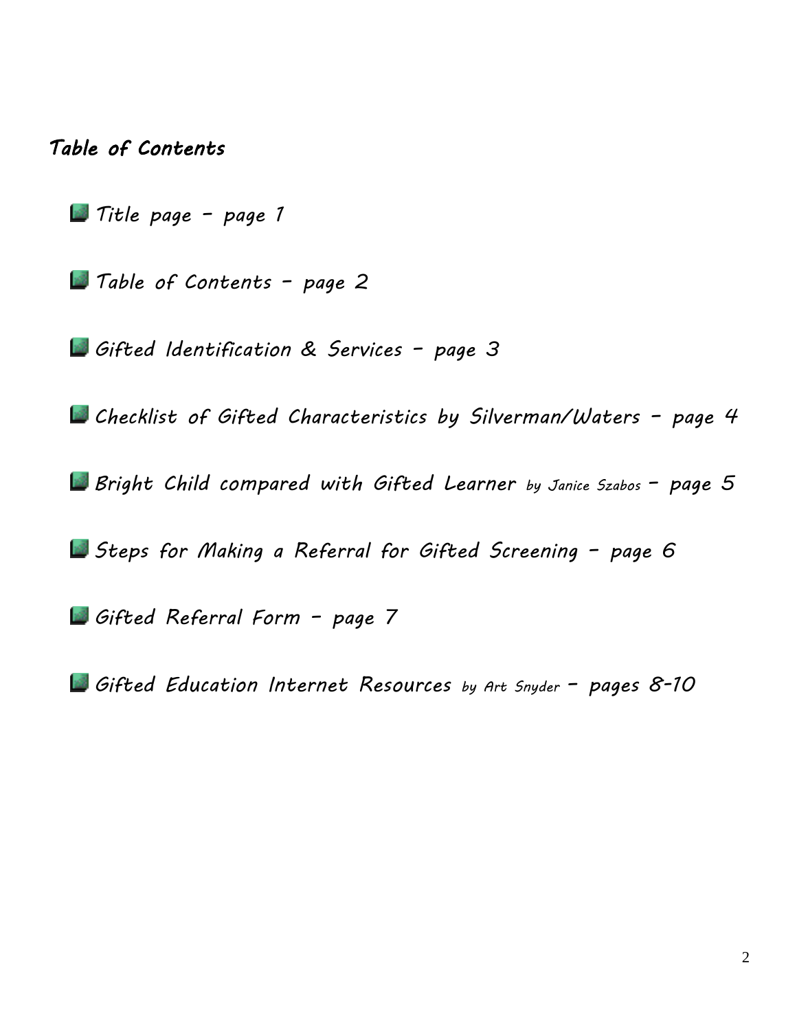## *Table of Contents*

- *Title page – page 1*
- *Table of Contents – page 2*
- *Gifted Identification & Services – page 3*
- *Checklist of Gifted Characteristics by Silverman/Waters – page 4*
- *Bright Child compared with Gifted Learner by Janice Szabos – page 5*
- *Steps for Making a Referral for Gifted Screening – page 6*
- *Gifted Referral Form – page 7*
- *Gifted Education Internet Resources by Art Snyder – pages 8-10*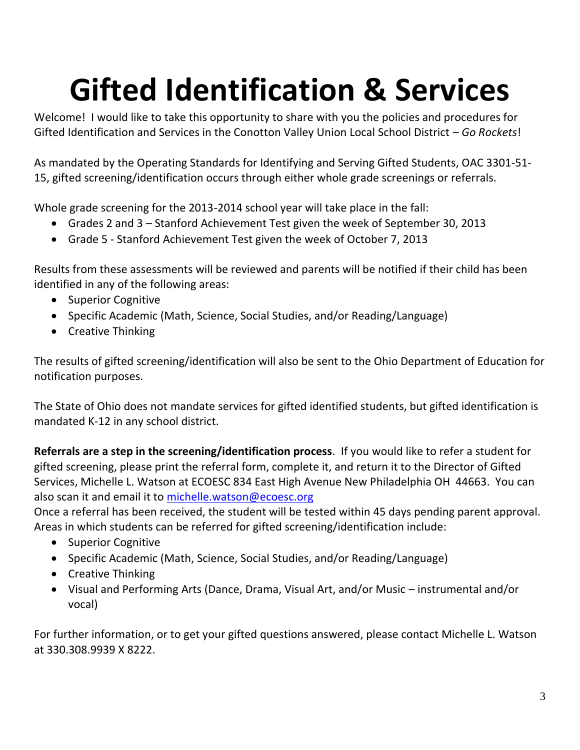# Gifted Identification & Services

Welcome! I would like to take this opportunity to share with you the policies and procedures for Gifted Identification and Services in the Conotton Valley Union Local School District – *Go Rockets*!

As mandated by the Operating Standards for Identifying and Serving Gifted Students, OAC 3301-51-15, gifted screening/identification occurs through either whole grade screenings or referrals.

Whole grade screening for the 2013-2014 school year will take place in the fall:

- Grades 2 and 3 – Stanford Achievement Test given the week of September 30, 2013
- Grade 5 - Stanford Achievement Test given the week of October 7, 2013

Results from these assessments will be reviewed and parents will be notified if their child has been identified in any of the following areas:

- Superior Cognitive
- Specific Academic (Math, Science, Social Studies, and/or Reading/Language)
- Creative Thinking

The results of gifted screening/identification will also be sent to the Ohio Department of Education for notification purposes.

The State of Ohio does not mandate services for gifted identified students, but gifted identification is mandated K-12 in any school district.

**Referrals are a step in the screening/identification process**. If you would like to refer a student for gifted screening, please print the referral form, complete it, and return it to the Director of Gifted Services, Michelle L. Watson at ECOESC 834 East High Avenue New Philadelphia OH 44663. You can also scan it and email it to michelle.watson@ecoesc.org

Once a referral has been received, the student will be tested within 45 days pending parent approval. Areas in which students can be referred for gifted screening/identification include:

- Superior Cognitive
- Specific Academic (Math, Science, Social Studies, and/or Reading/Language)
- Creative Thinking
- Visual and Performing Arts (Dance, Drama, Visual Art, and/or Music – instrumental and/or vocal)

For further information, or to get your gifted questions answered, please contact Michelle L. Watson at 330.308.9939 X 8222.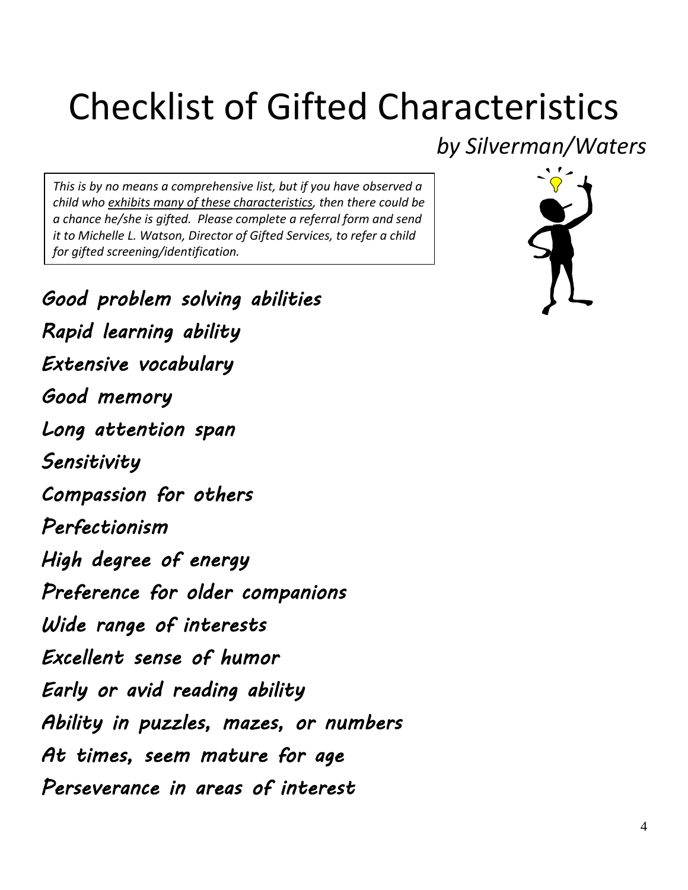# Checklist of Gifted Characteristics

*by Silverman/Waters*

*This is by no means a comprehensive list, but if you have observed a child who <u>exhibits many of these characteristics</u>, then there could be a chance he/she is gifted. Please complete a referral form and send it to Michelle L. Watson, Director of Gifted Services, to refer a child for gifted screening/identification.*

*Good problem solving abilities*

*Rapid learning ability*

*Extensive vocabulary*

*Good memory*

*Long attention span*

*Sensitivity*

*Compassion for others*

*Perfectionism*

*High degree of energy*

*Preference for older companions*

*Wide range of interests*

*Excellent sense of humor*

*Early or avid reading ability*

*Ability in puzzles, mazes, or numbers*

*At times, seem mature for age*

*Perseverance in areas of interest*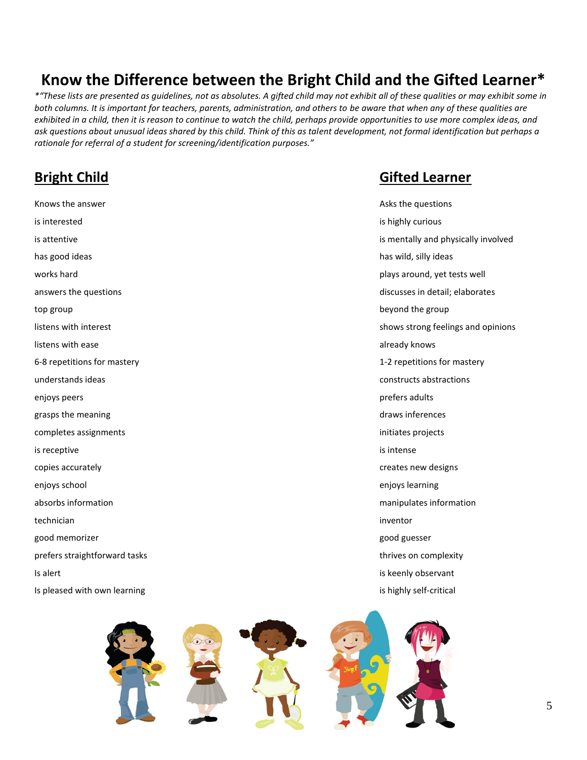# Know the Difference between the Bright Child and the Gifted Learner*

*\*"These lists are presented as guidelines, not as absolutes. A gifted child may not exhibit all of these qualities or may exhibit some in both columns. It is important for teachers, parents, administration, and others to be aware that when any of these qualities are exhibited in a child, then it is reason to continue to watch the child, perhaps provide opportunities to use more complex ideas, and ask questions about unusual ideas shared by this child. Think of this as talent development, not formal identification but perhaps a rationale for referral of a student for screening/identification purposes."*

| **Bright Child** | **Gifted Learner** |
|---|---|
| Knows the answer | Asks the questions |
| is interested | is highly curious |
| is attentive | is mentally and physically involved |
| has good ideas | has wild, silly ideas |
| works hard | plays around, yet tests well |
| answers the questions | discusses in detail; elaborates |
| top group | beyond the group |
| listens with interest | shows strong feelings and opinions |
| listens with ease | already knows |
| 6-8 repetitions for mastery | 1-2 repetitions for mastery |
| understands ideas | constructs abstractions |
| enjoys peers | prefers adults |
| grasps the meaning | draws inferences |
| completes assignments | initiates projects |
| is receptive | is intense |
| copies accurately | creates new designs |
| enjoys school | enjoys learning |
| absorbs information | manipulates information |
| technician | inventor |
| good memorizer | good guesser |
| prefers straightforward tasks | thrives on complexity |
| Is alert | is keenly observant |
| Is pleased with own learning | is highly self-critical |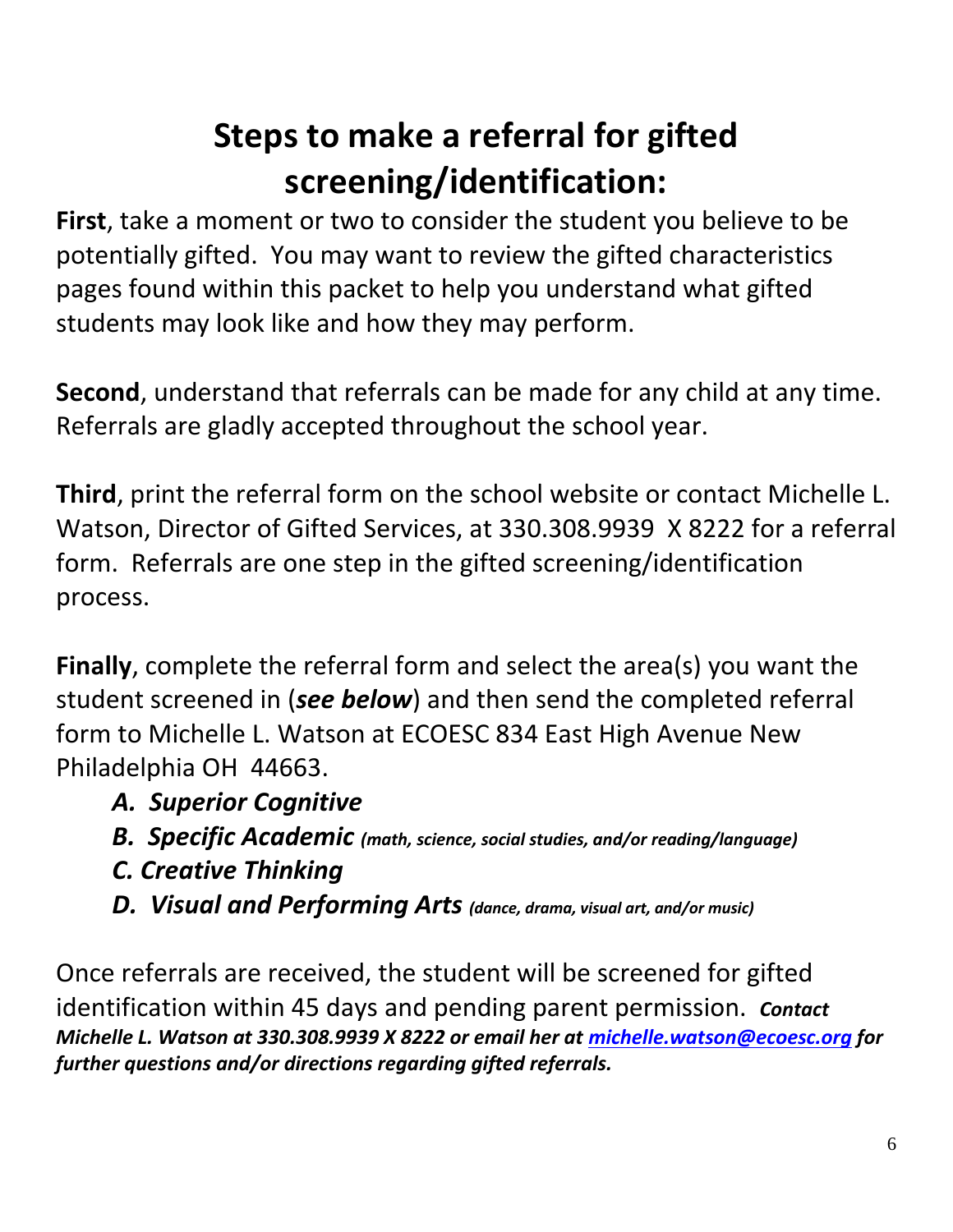# Steps to make a referral for gifted screening/identification:

**First**, take a moment or two to consider the student you believe to be potentially gifted. You may want to review the gifted characteristics pages found within this packet to help you understand what gifted students may look like and how they may perform.

**Second**, understand that referrals can be made for any child at any time. Referrals are gladly accepted throughout the school year.

**Third**, print the referral form on the school website or contact Michelle L. Watson, Director of Gifted Services, at 330.308.9939 X 8222 for a referral form. Referrals are one step in the gifted screening/identification process.

**Finally**, complete the referral form and select the area(s) you want the student screened in (***see below***) and then send the completed referral form to Michelle L. Watson at ECOESC 834 East High Avenue New Philadelphia OH 44663.

- ***A. Superior Cognitive***
- ***B. Specific Academic** (math, science, social studies, and/or reading/language)*
- ***C. Creative Thinking***
- ***D. Visual and Performing Arts** (dance, drama, visual art, and/or music)*

Once referrals are received, the student will be screened for gifted identification within 45 days and pending parent permission. ***Contact Michelle L. Watson at 330.308.9939 X 8222 or email her at [michelle.watson@ecoesc.org](mailto:michelle.watson@ecoesc.org) for further questions and/or directions regarding gifted referrals.***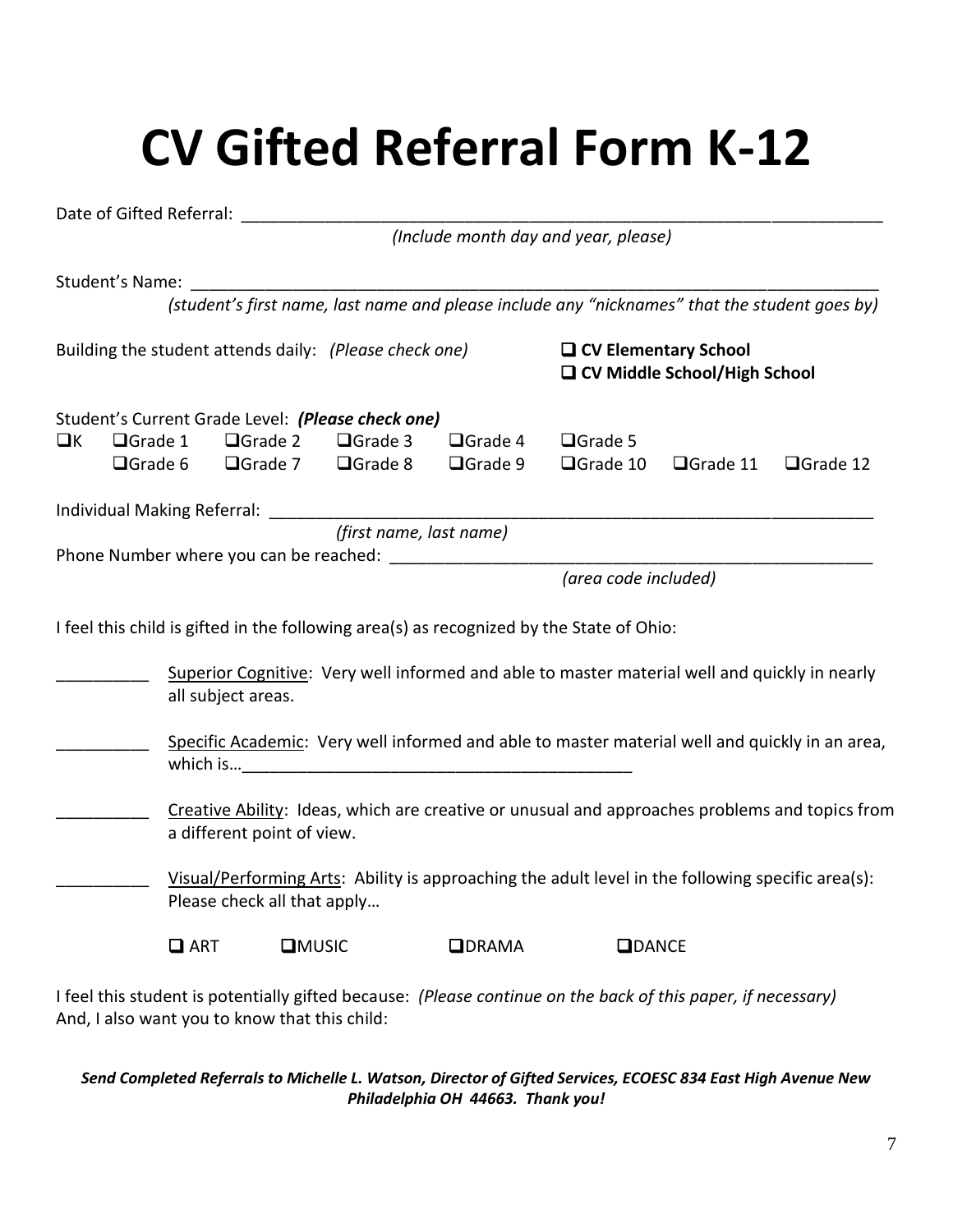# CV Gifted Referral Form K-12

Date of Gifted Referral: ______________________________________________________________________

*(Include month day and year, please)*

Student's Name: ___________________________________________________________________________

*(student's first name, last name and please include any "nicknames" that the student goes by)*

Building the student attends daily: *(Please check one)*

- ❑ **CV Elementary School**
- ❑ **CV Middle School/High School**

Student's Current Grade Level: ***(Please check one)***

❑K ❑Grade 1 ❑Grade 2 ❑Grade 3 ❑Grade 4 ❑Grade 5
❑Grade 6 ❑Grade 7 ❑Grade 8 ❑Grade 9 ❑Grade 10 ❑Grade 11 ❑Grade 12

Individual Making Referral: _______________________________________________________________

*(first name, last name)*

Phone Number where you can be reached: _____________________________________________________

*(area code included)*

I feel this child is gifted in the following area(s) as recognized by the State of Ohio:

__________ Superior Cognitive: Very well informed and able to master material well and quickly in nearly all subject areas.

__________ Specific Academic: Very well informed and able to master material well and quickly in an area, which is…___________________________________________

__________ Creative Ability: Ideas, which are creative or unusual and approaches problems and topics from a different point of view.

__________ Visual/Performing Arts: Ability is approaching the adult level in the following specific area(s): Please check all that apply…

❑ ART ❑MUSIC ❑DRAMA ❑DANCE

I feel this student is potentially gifted because: *(Please continue on the back of this paper, if necessary)*
And, I also want you to know that this child:

***Send Completed Referrals to Michelle L. Watson, Director of Gifted Services, ECOESC 834 East High Avenue New Philadelphia OH 44663. Thank you!***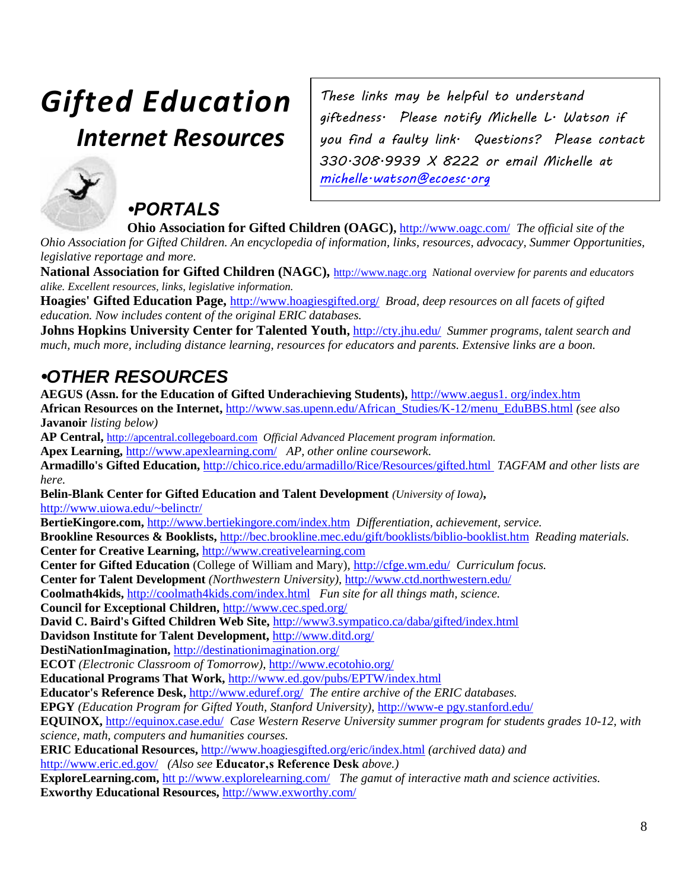# Gifted Education

## Internet Resources

These links may be helpful to understand giftedness. Please notify Michelle L. Watson if you find a faulty link. Questions? Please contact 330.308.9939 X 8222 or email Michelle at michelle.watson@ecoesc.org

## •PORTALS

**Ohio Association for Gifted Children (OAGC),** http://www.oagc.com/ *The official site of the Ohio Association for Gifted Children. An encyclopedia of information, links, resources, advocacy, Summer Opportunities, legislative reportage and more.*

**National Association for Gifted Children (NAGC),** http://www.nagc.org *National overview for parents and educators alike. Excellent resources, links, legislative information.*

**Hoagies' Gifted Education Page,** http://www.hoagiesgifted.org/ *Broad, deep resources on all facets of gifted education. Now includes content of the original ERIC databases.*

**Johns Hopkins University Center for Talented Youth,** http://cty.jhu.edu/ *Summer programs, talent search and much, much more, including distance learning, resources for educators and parents. Extensive links are a boon.*

## •OTHER RESOURCES

**AEGUS (Assn. for the Education of Gifted Underachieving Students),** http://www.aegus1. org/index.htm

**African Resources on the Internet,** http://www.sas.upenn.edu/African_Studies/K-12/menu_EduBBS.html *(see also* **Javanoir** *listing below)*

**AP Central,** http://apcentral.collegeboard.com *Official Advanced Placement program information.*

**Apex Learning,** http://www.apexlearning.com/ *AP, other online coursework.*

**Armadillo's Gifted Education,** http://chico.rice.edu/armadillo/Rice/Resources/gifted.html *TAGFAM and other lists are here.*

**Belin-Blank Center for Gifted Education and Talent Development** *(University of Iowa)***,** http://www.uiowa.edu/~belinctr/

**BertieKingore.com,** http://www.bertiekingore.com/index.htm *Differentiation, achievement, service.*

**Brookline Resources & Booklists,** http://bec.brookline.mec.edu/gift/booklists/biblio-booklist.htm *Reading materials.*

**Center for Creative Learning,** http://www.creativelearning.com

**Center for Gifted Education** (College of William and Mary), http://cfge.wm.edu/ *Curriculum focus.*

**Center for Talent Development** *(Northwestern University)*, http://www.ctd.northwestern.edu/

**Coolmath4kids,** http://coolmath4kids.com/index.html *Fun site for all things math, science.*

**Council for Exceptional Children,** http://www.cec.sped.org/

**David C. Baird's Gifted Children Web Site,** http://www3.sympatico.ca/daba/gifted/index.html

**Davidson Institute for Talent Development,** http://www.ditd.org/

**DestiNationImagination,** http://destinationimagination.org/

**ECOT** *(Electronic Classroom of Tomorrow)*, http://www.ecotohio.org/

**Educational Programs That Work,** http://www.ed.gov/pubs/EPTW/index.html

**Educator's Reference Desk,** http://www.eduref.org/ *The entire archive of the ERIC databases.*

**EPGY** *(Education Program for Gifted Youth, Stanford University)*, http://www-e pgy.stanford.edu/

**EQUINOX,** http://equinox.case.edu/ *Case Western Reserve University summer program for students grades 10-12, with science, math, computers and humanities courses.*

**ERIC Educational Resources,** http://www.hoagiesgifted.org/eric/index.html *(archived data) and* http://www.eric.ed.gov/ *(Also see* **Educator,s Reference Desk** *above.)*

**ExploreLearning.com,** htt p://www.explorelearning.com/ *The gamut of interactive math and science activities.*

**Exworthy Educational Resources,** http://www.exworthy.com/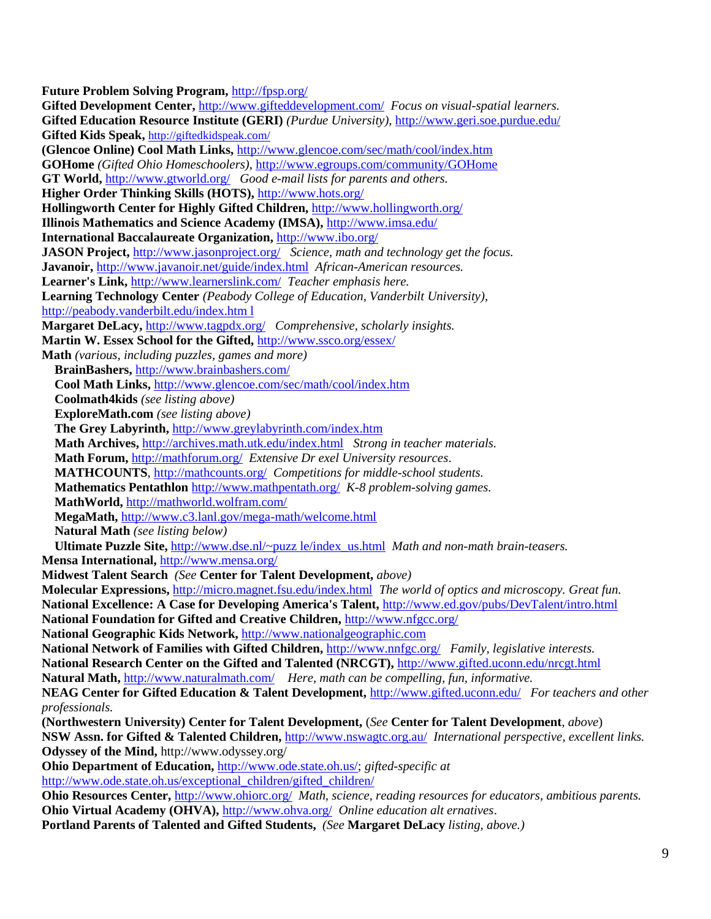**Future Problem Solving Program,** http://fpsp.org/
**Gifted Development Center,** http://www.gifteddevelopment.com/ *Focus on visual-spatial learners.*
**Gifted Education Resource Institute (GERI)** *(Purdue University),* http://www.geri.soe.purdue.edu/
**Gifted Kids Speak,** http://giftedkidspeak.com/
**(Glencoe Online) Cool Math Links,** http://www.glencoe.com/sec/math/cool/index.htm
**GOHome** *(Gifted Ohio Homeschoolers),* http://www.egroups.com/community/GOHome
**GT World,** http://www.gtworld.org/ *Good e-mail lists for parents and others.*
**Higher Order Thinking Skills (HOTS),** http://www.hots.org/
**Hollingworth Center for Highly Gifted Children,** http://www.hollingworth.org/
**Illinois Mathematics and Science Academy (IMSA),** http://www.imsa.edu/
**International Baccalaureate Organization,** http://www.ibo.org/
**JASON Project,** http://www.jasonproject.org/ *Science, math and technology get the focus.*
**Javanoir,** http://www.javanoir.net/guide/index.html *African-American resources.*
**Learner's Link,** http://www.learnerslink.com/ *Teacher emphasis here.*
**Learning Technology Center** *(Peabody College of Education, Vanderbilt University),* http://peabody.vanderbilt.edu/index.htm l
**Margaret DeLacy,** http://www.tagpdx.org/ *Comprehensive, scholarly insights.*
**Martin W. Essex School for the Gifted,** http://www.ssco.org/essex/
**Math** *(various, including puzzles, games and more)*

- **BrainBashers,** http://www.brainbashers.com/
- **Cool Math Links,** http://www.glencoe.com/sec/math/cool/index.htm
- **Coolmath4kids** *(see listing above)*
- **ExploreMath.com** *(see listing above)*
- **The Grey Labyrinth,** http://www.greylabyrinth.com/index.htm
- **Math Archives,** http://archives.math.utk.edu/index.html *Strong in teacher materials.*
- **Math Forum,** http://mathforum.org/ *Extensive Dr exel University resources*.
- **MATHCOUNTS**, http://mathcounts.org/ *Competitions for middle-school students.*
- **Mathematics Pentathlon** http://www.mathpentath.org/ *K-8 problem-solving games.*
- **MathWorld,** http://mathworld.wolfram.com/
- **MegaMath,** http://www.c3.lanl.gov/mega-math/welcome.html
- **Natural Math** *(see listing below)*
- **Ultimate Puzzle Site,** http://www.dse.nl/~puzz le/index_us.html *Math and non-math brain-teasers.*

**Mensa International,** http://www.mensa.org/
**Midwest Talent Search** *(See* **Center for Talent Development,** *above)*
**Molecular Expressions,** http://micro.magnet.fsu.edu/index.html *The world of optics and microscopy. Great fun.*
**National Excellence: A Case for Developing America's Talent,** http://www.ed.gov/pubs/DevTalent/intro.html
**National Foundation for Gifted and Creative Children,** http://www.nfgcc.org/
**National Geographic Kids Network,** http://www.nationalgeographic.com
**National Network of Families with Gifted Children,** http://www.nnfgc.org/ *Family, legislative interests.*
**National Research Center on the Gifted and Talented (NRCGT),** http://www.gifted.uconn.edu/nrcgt.html
**Natural Math,** http://www.naturalmath.com/ *Here, math can be compelling, fun, informative.*
**NEAG Center for Gifted Education & Talent Development,** http://www.gifted.uconn.edu/ *For teachers and other professionals.*
**(Northwestern University) Center for Talent Development,** (*See* **Center for Talent Development**, *above*)
**NSW Assn. for Gifted & Talented Children,** http://www.nswagtc.org.au/ *International perspective, excellent links.*
**Odyssey of the Mind,** http://www.odyssey.org/
**Ohio Department of Education,** http://www.ode.state.oh.us/; *gifted-specific at* http://www.ode.state.oh.us/exceptional_children/gifted_children/
**Ohio Resources Center,** http://www.ohiorc.org/ *Math, science, reading resources for educators, ambitious parents.*
**Ohio Virtual Academy (OHVA),** http://www.ohva.org/ *Online education alt ernatives*.
**Portland Parents of Talented and Gifted Students,** *(See* **Margaret DeLacy** *listing, above.)*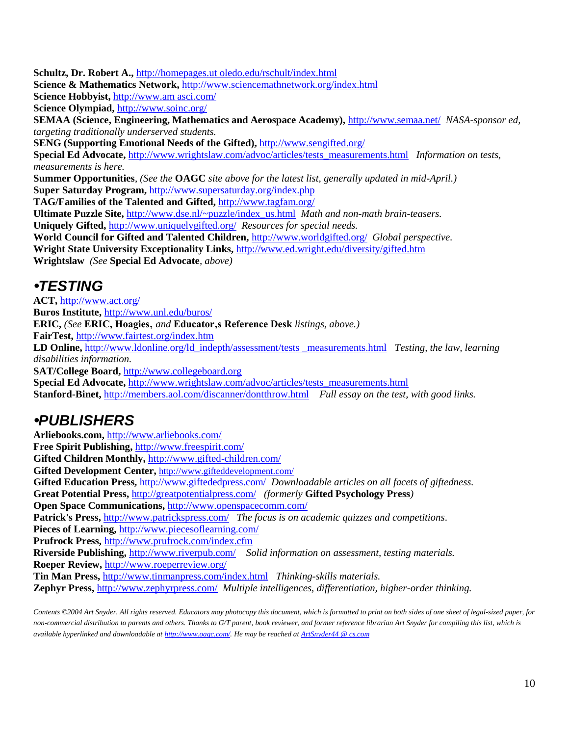**Schultz, Dr. Robert A.,** http://homepages.ut oledo.edu/rschult/index.html
**Science & Mathematics Network,** http://www.sciencemathnetwork.org/index.html
**Science Hobbyist,** http://www.am asci.com/
**Science Olympiad,** http://www.soinc.org/
**SEMAA (Science, Engineering, Mathematics and Aerospace Academy),** http://www.semaa.net/ *NASA-sponsor ed, targeting traditionally underserved students.*
**SENG (Supporting Emotional Needs of the Gifted),** http://www.sengifted.org/
**Special Ed Advocate,** http://www.wrightslaw.com/advoc/articles/tests_measurements.html *Information on tests, measurements is here.*
**Summer Opportunities**, *(See the* **OAGC** *site above for the latest list, generally updated in mid-April.)*
**Super Saturday Program,** http://www.supersaturday.org/index.php
**TAG/Families of the Talented and Gifted,** http://www.tagfam.org/
**Ultimate Puzzle Site,** http://www.dse.nl/~puzzle/index_us.html *Math and non-math brain-teasers.*
**Uniquely Gifted,** http://www.uniquelygifted.org/ *Resources for special needs.*
**World Council for Gifted and Talented Children,** http://www.worldgifted.org/ *Global perspective.*
**Wright State University Exceptionality Links,** http://www.ed.wright.edu/diversity/gifted.htm
**Wrightslaw** *(See* **Special Ed Advocate**, *above)*

## •TESTING

**ACT,** http://www.act.org/
**Buros Institute,** http://www.unl.edu/buros/
**ERIC,** *(See* **ERIC, Hoagies,** *and* **Educator,s Reference Desk** *listings, above.)*
**FairTest,** http://www.fairtest.org/index.htm
**LD Online,** http://www.ldonline.org/ld_indepth/assessment/tests _measurements.html *Testing, the law, learning disabilities information.*
**SAT/College Board,** http://www.collegeboard.org
**Special Ed Advocate,** http://www.wrightslaw.com/advoc/articles/tests_measurements.html
**Stanford-Binet,** http://members.aol.com/discanner/dontthrow.html *Full essay on the test, with good links.*

## •PUBLISHERS

**Arliebooks.com,** http://www.arliebooks.com/
**Free Spirit Publishing,** http://www.freespirit.com/
**Gifted Children Monthly,** http://www.gifted-children.com/
**Gifted Development Center,** http://www.gifteddevelopment.com/
**Gifted Education Press,** http://www.giftededpress.com/ *Downloadable articles on all facets of giftedness.*
**Great Potential Press,** http://greatpotentialpress.com/ *(formerly* **Gifted Psychology Press***)*
**Open Space Communications,** http://www.openspacecomm.com/
**Patrick's Press,** http://www.patrickspress.com/ *The focus is on academic quizzes and competitions.*
**Pieces of Learning,** http://www.piecesoflearning.com/
**Prufrock Press,** http://www.prufrock.com/index.cfm
**Riverside Publishing,** http://www.riverpub.com/ *Solid information on assessment, testing materials.*
**Roeper Review,** http://www.roeperreview.org/
**Tin Man Press,** http://www.tinmanpress.com/index.html *Thinking-skills materials.*
**Zephyr Press,** http://www.zephyrpress.com/ *Multiple intelligences, differentiation, higher-order thinking.*

*Contents ©2004 Art Snyder. All rights reserved. Educators may photocopy this document, which is formatted to print on both sides of one sheet of legal-sized paper, for non-commercial distribution to parents and others. Thanks to G/T parent, book reviewer, and former reference librarian Art Snyder for compiling this list, which is available hyperlinked and downloadable at http://www.oagc.com/. He may be reached at ArtSnyder44 @ cs.com*